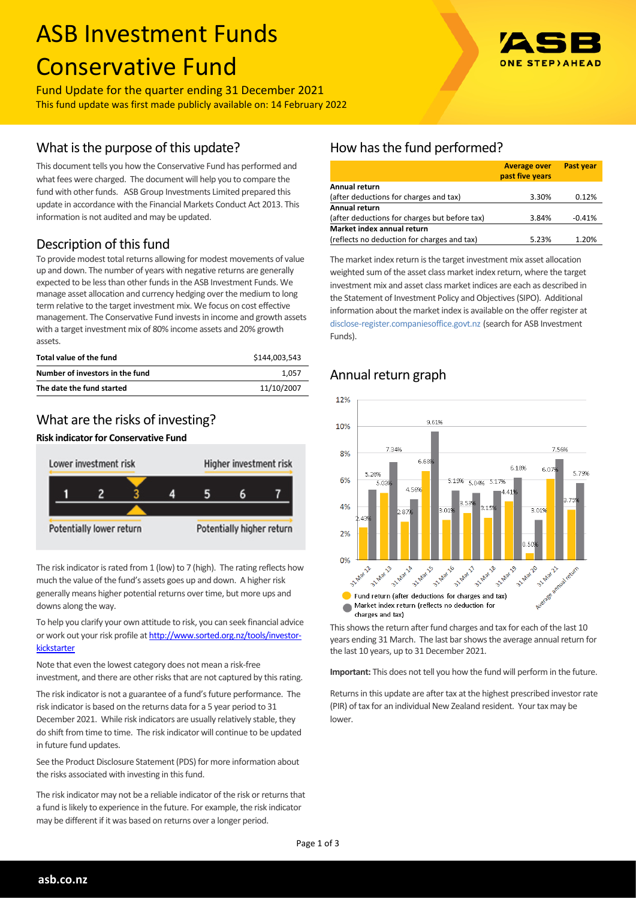# ASB Investment Funds Conservative Fund

Fund Update for the quarter ending 31 December 2021

This fund update was first made publicly available on: 14 February 2022

## What is the purpose of this update?

This document tells you how the Conservative Fund has performed and what fees were charged. The document will help you to compare the fund with other funds. ASB Group Investments Limited prepared this update in accordance with the Financial Markets Conduct Act 2013. This information is not audited and may be updated.

## Description of this fund

To provide modest total returns allowing for modest movements of value up and down. The number of years with negative returns are generally expected to be less than other funds in the ASB Investment Funds. We manage asset allocation and currency hedging over the medium to long term relative to the target investment mix. We focus on cost effective management. The Conservative Fund invests in income and growth assets with a target investment mix of 80% income assets and 20% growth assets.

| | |
|---|---|
| **Total value of the fund** | $144,003,543 |
| **Number of investors in the fund** | 1,057 |
| **The date the fund started** | 11/10/2007 |

## What are the risks of investing?

**Risk indicator for Conservative Fund**

| Lower investment risk | | | | | | Higher investment risk |
|---|---|---|---|---|---|---|
| 1 | 2 | **3** | 4 | 5 | 6 | 7 |
| Potentially lower return | | | | | | Potentially higher return |

The risk indicator is rated from 1 (low) to 7 (high). The rating reflects how much the value of the fund's assets goes up and down. A higher risk generally means higher potential returns over time, but more ups and downs along the way.

To help you clarify your own attitude to risk, you can seek financial advice or work out your risk profile at http://www.sorted.org.nz/tools/investor-kickstarter

Note that even the lowest category does not mean a risk-free investment, and there are other risks that are not captured by this rating.

The risk indicator is not a guarantee of a fund's future performance. The risk indicator is based on the returns data for a 5 year period to 31 December 2021. While risk indicators are usually relatively stable, they do shift from time to time. The risk indicator will continue to be updated in future fund updates.

See the Product Disclosure Statement (PDS) for more information about the risks associated with investing in this fund.

The risk indicator may not be a reliable indicator of the risk or returns that a fund is likely to experience in the future. For example, the risk indicator may be different if it was based on returns over a longer period.

## How has the fund performed?

| | Average over past five years | Past year |
|---|---|---|
| **Annual return** (after deductions for charges and tax) | 3.30% | 0.12% |
| **Annual return** (after deductions for charges but before tax) | 3.84% | -0.41% |
| **Market index annual return** (reflects no deduction for charges and tax) | 5.23% | 1.20% |

The market index return is the target investment mix asset allocation weighted sum of the asset class market index return, where the target investment mix and asset class market indices are each as described in the Statement of Investment Policy and Objectives (SIPO). Additional information about the market index is available on the offer register at disclose-register.companiesoffice.govt.nz (search for ASB Investment Funds).

## Annual return graph

| | Fund return (after deductions for charges and tax) | Market index return (reflects no deduction for charges and tax) |
|---|---|---|
| 31 Mar 12 | 2.43% | 5.26% |
| 31 Mar 13 | 5.03% | 7.34% |
| 31 Mar 14 | 2.87% | 4.56% |
| 31 Mar 15 | 6.68% | 9.61% |
| 31 Mar 16 | 3.01% | 5.19% |
| 31 Mar 17 | 3.53% | 5.04% |
| 31 Mar 18 | 3.15% | 5.17% |
| 31 Mar 19 | 4.41% | 6.18% |
| 31 Mar 20 | 0.50% | 3.01% |
| 31 Mar 21 | 6.07% | 7.56% |
| Average annual return | 3.75% | 5.79% |

This shows the return after fund charges and tax for each of the last 10 years ending 31 March. The last bar shows the average annual return for the last 10 years, up to 31 December 2021.

**Important:** This does not tell you how the fund will perform in the future.

Returns in this update are after tax at the highest prescribed investor rate (PIR) of tax for an individual New Zealand resident. Your tax may be lower.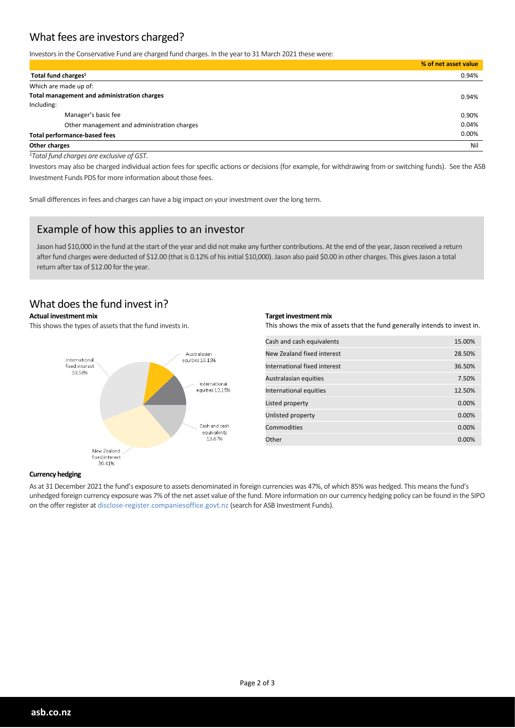## What fees are investors charged?

Investors in the Conservative Fund are charged fund charges. In the year to 31 March 2021 these were:

| | % of net asset value |
|---|---|
| **Total fund charges**[1] | 0.94% |
| Which are made up of: | |
| **Total management and administration charges** | 0.94% |
| Including: | |
| Manager's basic fee | 0.90% |
| Other management and administration charges | 0.04% |
| **Total performance-based fees** | 0.00% |
| **Other charges** | Nil |

*[1]Total fund charges are exclusive of GST.*

Investors may also be charged individual action fees for specific actions or decisions (for example, for withdrawing from or switching funds). See the ASB Investment Funds PDS for more information about those fees.

Small differences in fees and charges can have a big impact on your investment over the long term.

## Example of how this applies to an investor

Jason had $10,000 in the fund at the start of the year and did not make any further contributions. At the end of the year, Jason received a return after fund charges were deducted of $12.00 (that is 0.12% of his initial $10,000). Jason also paid $0.00 in other charges. This gives Jason a total return after tax of $12.00 for the year.

## What does the fund invest in?

**Actual investment mix**

This shows the types of assets that the fund invests in.

- Australasian equities 10.19%
- International equities 12.15%
- Cash and cash equivalents 13.67%
- New Zealand fixed interest 30.41%
- International fixed interest 33.58%

**Target investment mix**

This shows the mix of assets that the fund generally intends to invest in.

| Asset | % |
|---|---|
| Cash and cash equivalents | 15.00% |
| New Zealand fixed interest | 28.50% |
| International fixed interest | 36.50% |
| Australasian equities | 7.50% |
| International equities | 12.50% |
| Listed property | 0.00% |
| Unlisted property | 0.00% |
| Commodities | 0.00% |
| Other | 0.00% |

**Currency hedging**

As at 31 December 2021 the fund's exposure to assets denominated in foreign currencies was 47%, of which 85% was hedged. This means the fund's unhedged foreign currency exposure was 7% of the net asset value of the fund. More information on our currency hedging policy can be found in the SIPO on the offer register at disclose-register.companiesoffice.govt.nz (search for ASB Investment Funds).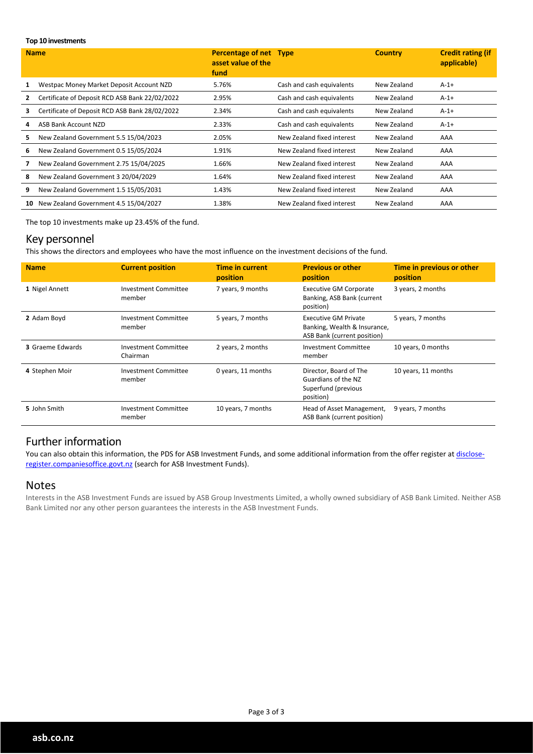**Top 10 investments**

| Name | | Percentage of net asset value of the fund | Type | Country | Credit rating (if applicable) |
|---|---|---|---|---|---|
| 1 | Westpac Money Market Deposit Account NZD | 5.76% | Cash and cash equivalents | New Zealand | A-1+ |
| 2 | Certificate of Deposit RCD ASB Bank 22/02/2022 | 2.95% | Cash and cash equivalents | New Zealand | A-1+ |
| 3 | Certificate of Deposit RCD ASB Bank 28/02/2022 | 2.34% | Cash and cash equivalents | New Zealand | A-1+ |
| 4 | ASB Bank Account NZD | 2.33% | Cash and cash equivalents | New Zealand | A-1+ |
| 5 | New Zealand Government 5.5 15/04/2023 | 2.05% | New Zealand fixed interest | New Zealand | AAA |
| 6 | New Zealand Government 0.5 15/05/2024 | 1.91% | New Zealand fixed interest | New Zealand | AAA |
| 7 | New Zealand Government 2.75 15/04/2025 | 1.66% | New Zealand fixed interest | New Zealand | AAA |
| 8 | New Zealand Government 3 20/04/2029 | 1.64% | New Zealand fixed interest | New Zealand | AAA |
| 9 | New Zealand Government 1.5 15/05/2031 | 1.43% | New Zealand fixed interest | New Zealand | AAA |
| 10 | New Zealand Government 4.5 15/04/2027 | 1.38% | New Zealand fixed interest | New Zealand | AAA |

The top 10 investments make up 23.45% of the fund.

## Key personnel

This shows the directors and employees who have the most influence on the investment decisions of the fund.

| Name | Current position | Time in current position | Previous or other position | Time in previous or other position |
|---|---|---|---|---|
| 1 Nigel Annett | Investment Committee member | 7 years, 9 months | Executive GM Corporate Banking, ASB Bank (current position) | 3 years, 2 months |
| 2 Adam Boyd | Investment Committee member | 5 years, 7 months | Executive GM Private Banking, Wealth & Insurance, ASB Bank (current position) | 5 years, 7 months |
| 3 Graeme Edwards | Investment Committee Chairman | 2 years, 2 months | Investment Committee member | 10 years, 0 months |
| 4 Stephen Moir | Investment Committee member | 0 years, 11 months | Director, Board of The Guardians of the NZ Superfund (previous position) | 10 years, 11 months |
| 5 John Smith | Investment Committee member | 10 years, 7 months | Head of Asset Management, ASB Bank (current position) | 9 years, 7 months |

## Further information

You can also obtain this information, the PDS for ASB Investment Funds, and some additional information from the offer register at disclose-register.companiesoffice.govt.nz (search for ASB Investment Funds).

## Notes

Interests in the ASB Investment Funds are issued by ASB Group Investments Limited, a wholly owned subsidiary of ASB Bank Limited. Neither ASB Bank Limited nor any other person guarantees the interests in the ASB Investment Funds.